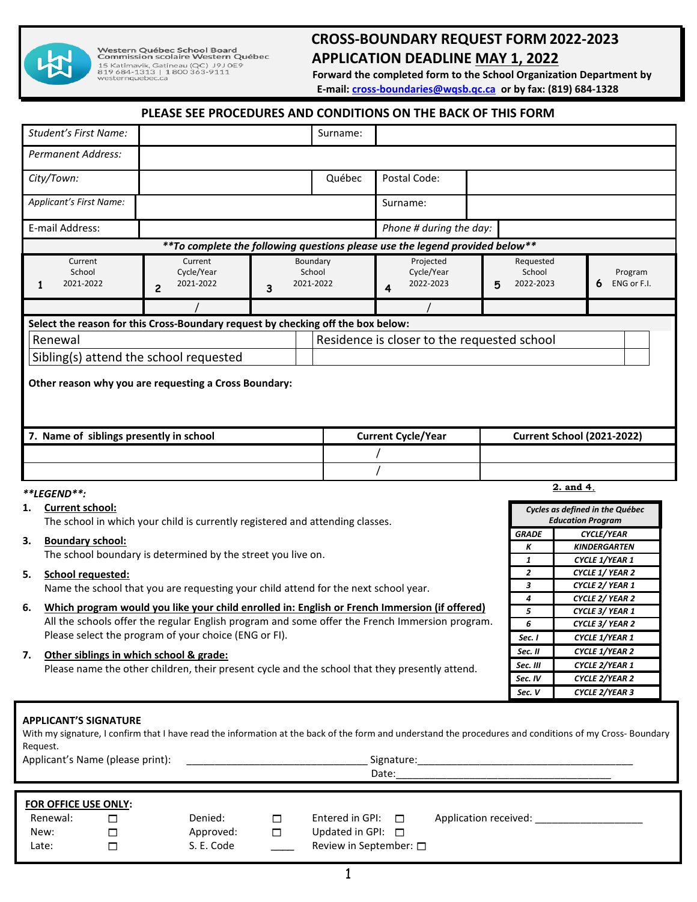Western Québec School Board
Commission scolaire Western Québec
15 Katimavik, Gatineau (QC) J9J 0E9
819 684-1313 | 1 800 363-9111
westernquebec.ca

# CROSS-BOUNDARY REQUEST FORM 2022-2023

## APPLICATION DEADLINE MAY 1, 2022

**Forward the completed form to the School Organization Department by E-mail: cross-boundaries@wqsb.qc.ca or by fax: (819) 684-1328**

### PLEASE SEE PROCEDURES AND CONDITIONS ON THE BACK OF THIS FORM

| *Student's First Name:* | | Surname: | |
|---|---|---|---|
| *Permanent Address:* | | | |
| *City/Town:* | | Québec | Postal Code: |
| *Applicant's First Name:* | | Surname: | |
| E-mail Address: | | *Phone # during the day:* | |

***\*\*To complete the following questions please use the legend provided below\*\****

| 1 Current School 2021-2022 | 2 Current Cycle/Year 2021-2022 | 3 Boundary School 2021-2022 | 4 Projected Cycle/Year 2022-2023 | 5 Requested School 2022-2023 | 6 Program ENG or F.I. |
|---|---|---|---|---|---|
| | / | | / | | |

**Select the reason for this Cross-Boundary request by checking off the box below:**

| | | | |
|---|---|---|---|
| Renewal | ☐ | Residence is closer to the requested school | ☐ |
| Sibling(s) attend the school requested | ☐ | | |

**Other reason why you are requesting a Cross Boundary:**

| 7. Name of siblings presently in school | Current Cycle/Year | Current School (2021-2022) |
|---|---|---|
| | / | |
| | / | |

***\*\*LEGEND\*\*:***

1. **Current school:**
   The school in which your child is currently registered and attending classes.
3. **Boundary school:**
   The school boundary is determined by the street you live on.
5. **School requested:**
   Name the school that you are requesting your child attend for the next school year.
6. **Which program would you like your child enrolled in: English or French Immersion (if offered)**
   All the schools offer the regular English program and some offer the French Immersion program. Please select the program of your choice (ENG or FI).
7. **Other siblings in which school & grade:**
   Please name the other children, their present cycle and the school that they presently attend.

**2. and 4.**

| *Cycles as defined in the Québec Education Program* | |
|---|---|
| ***GRADE*** | ***CYCLE/YEAR*** |
| *K* | *KINDERGARTEN* |
| *1* | *CYCLE 1/ YEAR 1* |
| *2* | *CYCLE 1/ YEAR 2* |
| *3* | *CYCLE 2/ YEAR 1* |
| *4* | *CYCLE 2/ YEAR 2* |
| *5* | *CYCLE 3/ YEAR 1* |
| *6* | *CYCLE 3/ YEAR 2* |
| *Sec. I* | *CYCLE 1/YEAR 1* |
| *Sec. II* | *CYCLE 1/YEAR 2* |
| *Sec. III* | *CYCLE 2/YEAR 1* |
| *Sec. IV* | *CYCLE 2/YEAR 2* |
| *Sec. V* | *CYCLE 2/YEAR 3* |

**APPLICANT'S SIGNATURE**

With my signature, I confirm that I have read the information at the back of the form and understand the procedures and conditions of my Cross- Boundary Request.

Applicant's Name (please print): ________________________________ Signature:______________________________________

Date:______________________________________

**FOR OFFICE USE ONLY:**

| | | | | | |
|---|---|---|---|---|---|
| Renewal: ☐ | Denied: ☐ | Entered in GPI: ☐ | Application received: ___________________ |
| New: ☐ | Approved: ☐ | Updated in GPI: ☐ | |
| Late: ☐ | S. E. Code ____ | Review in September: ☐ | |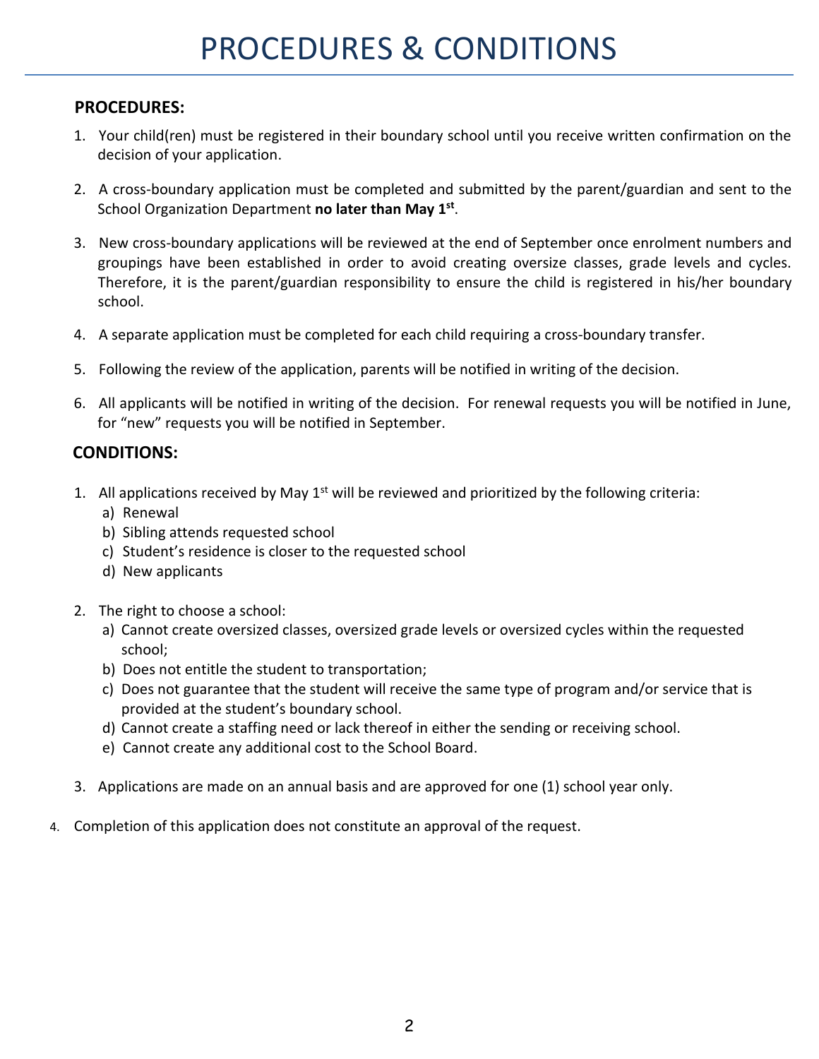# PROCEDURES & CONDITIONS

## PROCEDURES:

1. Your child(ren) must be registered in their boundary school until you receive written confirmation on the decision of your application.

2. A cross-boundary application must be completed and submitted by the parent/guardian and sent to the School Organization Department **no later than May 1st**.

3. New cross-boundary applications will be reviewed at the end of September once enrolment numbers and groupings have been established in order to avoid creating oversize classes, grade levels and cycles. Therefore, it is the parent/guardian responsibility to ensure the child is registered in his/her boundary school.

4. A separate application must be completed for each child requiring a cross-boundary transfer.

5. Following the review of the application, parents will be notified in writing of the decision.

6. All applicants will be notified in writing of the decision. For renewal requests you will be notified in June, for "new" requests you will be notified in September.

## CONDITIONS:

1. All applications received by May 1st will be reviewed and prioritized by the following criteria:
   a) Renewal
   b) Sibling attends requested school
   c) Student's residence is closer to the requested school
   d) New applicants

2. The right to choose a school:
   a) Cannot create oversized classes, oversized grade levels or oversized cycles within the requested school;
   b) Does not entitle the student to transportation;
   c) Does not guarantee that the student will receive the same type of program and/or service that is provided at the student's boundary school.
   d) Cannot create a staffing need or lack thereof in either the sending or receiving school.
   e) Cannot create any additional cost to the School Board.

3. Applications are made on an annual basis and are approved for one (1) school year only.

4. Completion of this application does not constitute an approval of the request.